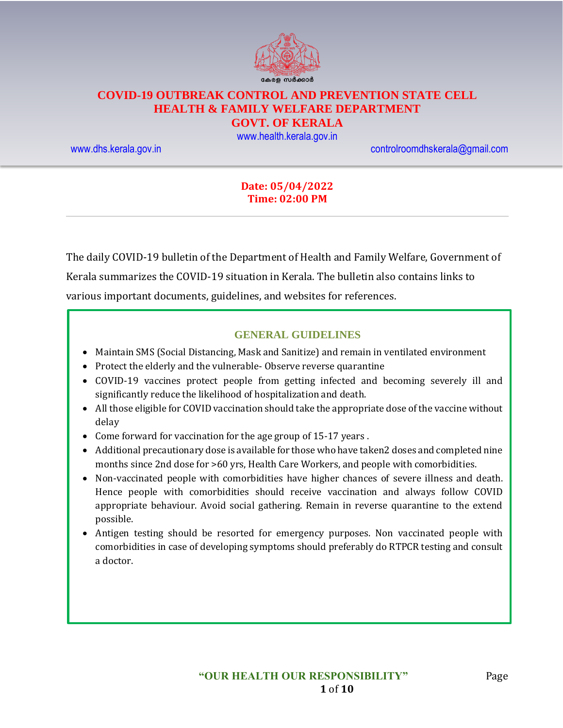കേരള സർക്കാർ

# COVID-19 OUTBREAK CONTROL AND PREVENTION STATE CELL
# HEALTH & FAMILY WELFARE DEPARTMENT
# GOVT. OF KERALA

www.health.kerala.gov.in

www.dhs.kerala.gov.in controlroomdhskerala@gmail.com

**Date: 05/04/2022**
**Time: 02:00 PM**

---

The daily COVID-19 bulletin of the Department of Health and Family Welfare, Government of Kerala summarizes the COVID-19 situation in Kerala. The bulletin also contains links to various important documents, guidelines, and websites for references.

## GENERAL GUIDELINES

- Maintain SMS (Social Distancing, Mask and Sanitize) and remain in ventilated environment
- Protect the elderly and the vulnerable- Observe reverse quarantine
- COVID-19 vaccines protect people from getting infected and becoming severely ill and significantly reduce the likelihood of hospitalization and death.
- All those eligible for COVID vaccination should take the appropriate dose of the vaccine without delay
- Come forward for vaccination for the age group of 15-17 years .
- Additional precautionary dose is available for those who have taken2 doses and completed nine months since 2nd dose for >60 yrs, Health Care Workers, and people with comorbidities.
- Non-vaccinated people with comorbidities have higher chances of severe illness and death. Hence people with comorbidities should receive vaccination and always follow COVID appropriate behaviour. Avoid social gathering. Remain in reverse quarantine to the extend possible.
- Antigen testing should be resorted for emergency purposes. Non vaccinated people with comorbidities in case of developing symptoms should preferably do RTPCR testing and consult a doctor.

**"OUR HEALTH OUR RESPONSIBILITY"**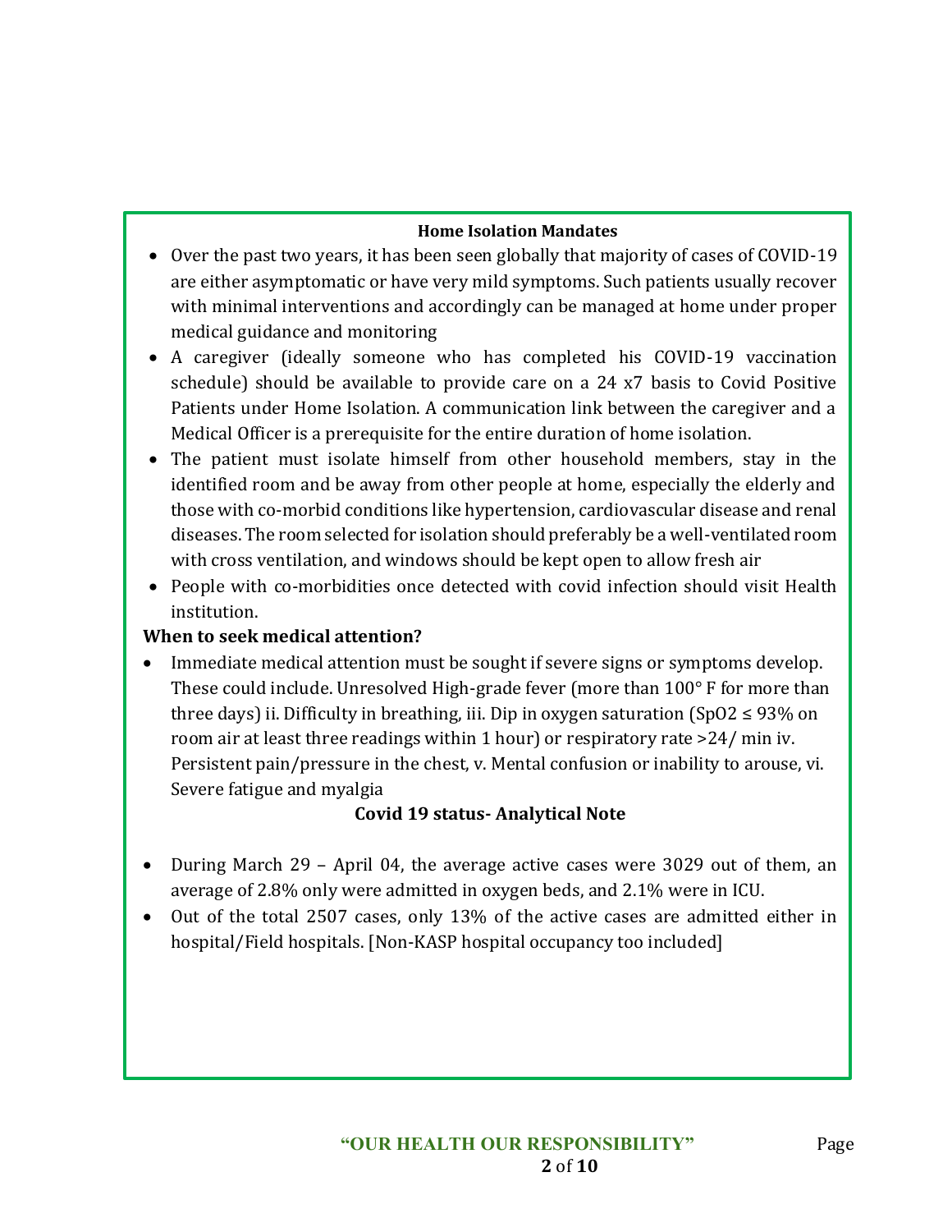**Home Isolation Mandates**

- Over the past two years, it has been seen globally that majority of cases of COVID-19 are either asymptomatic or have very mild symptoms. Such patients usually recover with minimal interventions and accordingly can be managed at home under proper medical guidance and monitoring
- A caregiver (ideally someone who has completed his COVID-19 vaccination schedule) should be available to provide care on a 24 x7 basis to Covid Positive Patients under Home Isolation. A communication link between the caregiver and a Medical Officer is a prerequisite for the entire duration of home isolation.
- The patient must isolate himself from other household members, stay in the identified room and be away from other people at home, especially the elderly and those with co-morbid conditions like hypertension, cardiovascular disease and renal diseases. The room selected for isolation should preferably be a well-ventilated room with cross ventilation, and windows should be kept open to allow fresh air
- People with co-morbidities once detected with covid infection should visit Health institution.

**When to seek medical attention?**

- Immediate medical attention must be sought if severe signs or symptoms develop. These could include. Unresolved High-grade fever (more than 100° F for more than three days) ii. Difficulty in breathing, iii. Dip in oxygen saturation ($SpO_2 \leq 93\%$ on room air at least three readings within 1 hour) or respiratory rate >24/ min iv. Persistent pain/pressure in the chest, v. Mental confusion or inability to arouse, vi. Severe fatigue and myalgia

**Covid 19 status- Analytical Note**

- During March 29 – April 04, the average active cases were 3029 out of them, an average of 2.8% only were admitted in oxygen beds, and 2.1% were in ICU.
- Out of the total 2507 cases, only 13% of the active cases are admitted either in hospital/Field hospitals. [Non-KASP hospital occupancy too included]

"OUR HEALTH OUR RESPONSIBILITY"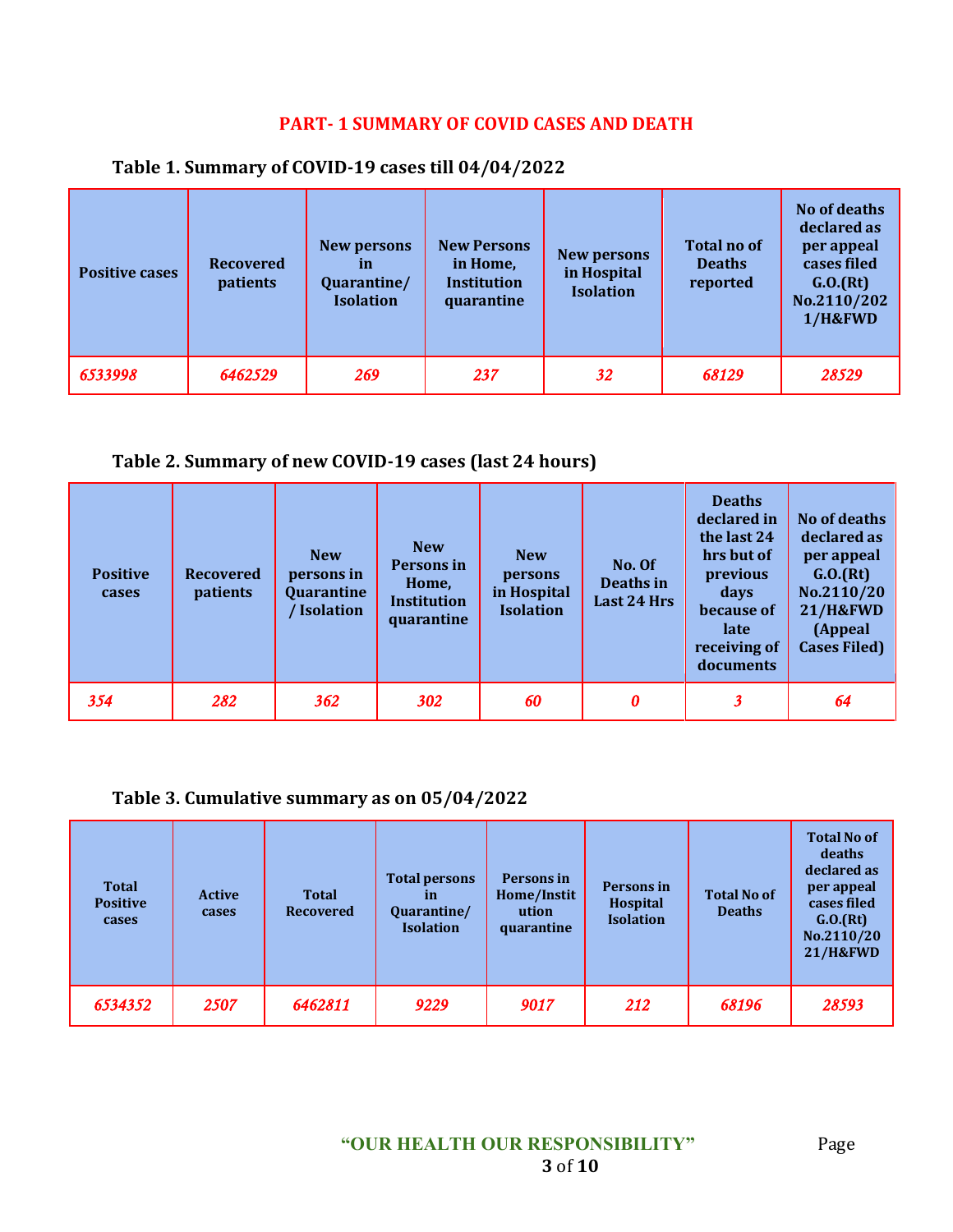## PART- 1 SUMMARY OF COVID CASES AND DEATH

### Table 1. Summary of COVID-19 cases till 04/04/2022

| Positive cases | Recovered patients | New persons in Quarantine/ Isolation | New Persons in Home, Institution quarantine | New persons in Hospital Isolation | Total no of Deaths reported | No of deaths declared as per appeal cases filed G.O.(Rt) No.2110/2021/H&FWD |
|---|---|---|---|---|---|---|
| *6533998* | *6462529* | *269* | *237* | *32* | *68129* | *28529* |

### Table 2. Summary of new COVID-19 cases (last 24 hours)

| Positive cases | Recovered patients | New persons in Quarantine / Isolation | New Persons in Home, Institution quarantine | New persons in Hospital Isolation | No. Of Deaths in Last 24 Hrs | Deaths declared in the last 24 hrs but of previous days because of late receiving of documents | No of deaths declared as per appeal G.O.(Rt) No.2110/2021/H&FWD (Appeal Cases Filed) |
|---|---|---|---|---|---|---|---|
| *354* | *282* | *362* | *302* | *60* | *0* | *3* | *64* |

### Table 3. Cumulative summary as on 05/04/2022

| Total Positive cases | Active cases | Total Recovered | Total persons in Quarantine/ Isolation | Persons in Home/Institution quarantine | Persons in Hospital Isolation | Total No of Deaths | Total No of deaths declared as per appeal cases filed G.O.(Rt) No.2110/2021/H&FWD |
|---|---|---|---|---|---|---|---|
| *6534352* | *2507* | *6462811* | *9229* | *9017* | *212* | *68196* | *28593* |

"OUR HEALTH OUR RESPONSIBILITY"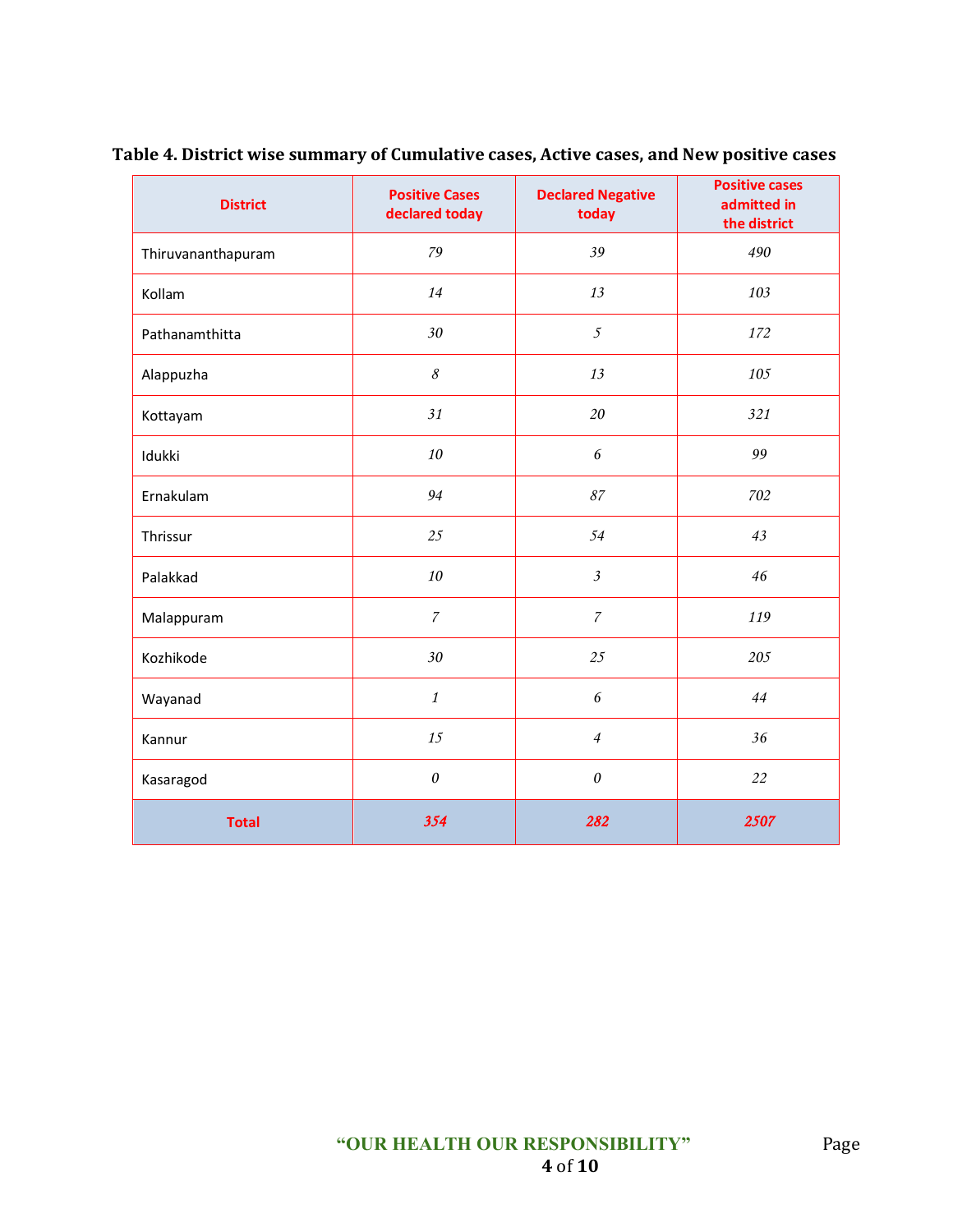**Table 4. District wise summary of Cumulative cases, Active cases, and New positive cases**

| District | Positive Cases declared today | Declared Negative today | Positive cases admitted in the district |
|---|---|---|---|
| Thiruvananthapuram | 79 | 39 | 490 |
| Kollam | 14 | 13 | 103 |
| Pathanamthitta | 30 | 5 | 172 |
| Alappuzha | 8 | 13 | 105 |
| Kottayam | 31 | 20 | 321 |
| Idukki | 10 | 6 | 99 |
| Ernakulam | 94 | 87 | 702 |
| Thrissur | 25 | 54 | 43 |
| Palakkad | 10 | 3 | 46 |
| Malappuram | 7 | 7 | 119 |
| Kozhikode | 30 | 25 | 205 |
| Wayanad | 1 | 6 | 44 |
| Kannur | 15 | 4 | 36 |
| Kasaragod | 0 | 0 | 22 |
| **Total** | **354** | **282** | **2507** |

"OUR HEALTH OUR RESPONSIBILITY"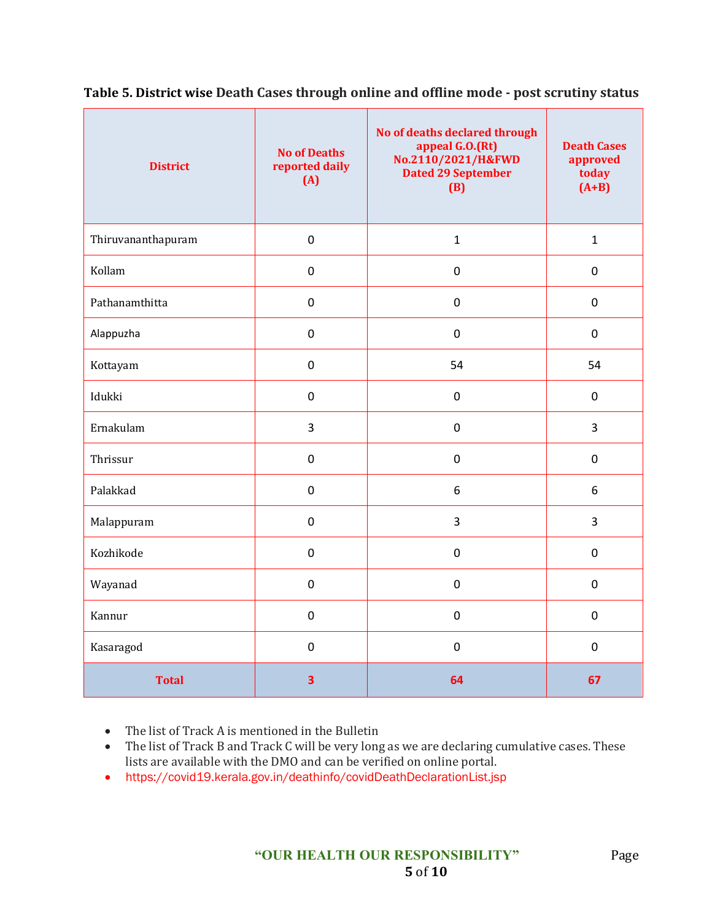**Table 5. District wise Death Cases through online and offline mode - post scrutiny status**

| District | No of Deaths reported daily (A) | No of deaths declared through appeal G.O.(Rt) No.2110/2021/H&FWD Dated 29 September (B) | Death Cases approved today (A+B) |
|---|---|---|---|
| Thiruvananthapuram | 0 | 1 | 1 |
| Kollam | 0 | 0 | 0 |
| Pathanamthitta | 0 | 0 | 0 |
| Alappuzha | 0 | 0 | 0 |
| Kottayam | 0 | 54 | 54 |
| Idukki | 0 | 0 | 0 |
| Ernakulam | 3 | 0 | 3 |
| Thrissur | 0 | 0 | 0 |
| Palakkad | 0 | 6 | 6 |
| Malappuram | 0 | 3 | 3 |
| Kozhikode | 0 | 0 | 0 |
| Wayanad | 0 | 0 | 0 |
| Kannur | 0 | 0 | 0 |
| Kasaragod | 0 | 0 | 0 |
| **Total** | **3** | **64** | **67** |

- The list of Track A is mentioned in the Bulletin
- The list of Track B and Track C will be very long as we are declaring cumulative cases. These lists are available with the DMO and can be verified on online portal.
- https://covid19.kerala.gov.in/deathinfo/covidDeathDeclarationList.jsp

"OUR HEALTH OUR RESPONSIBILITY"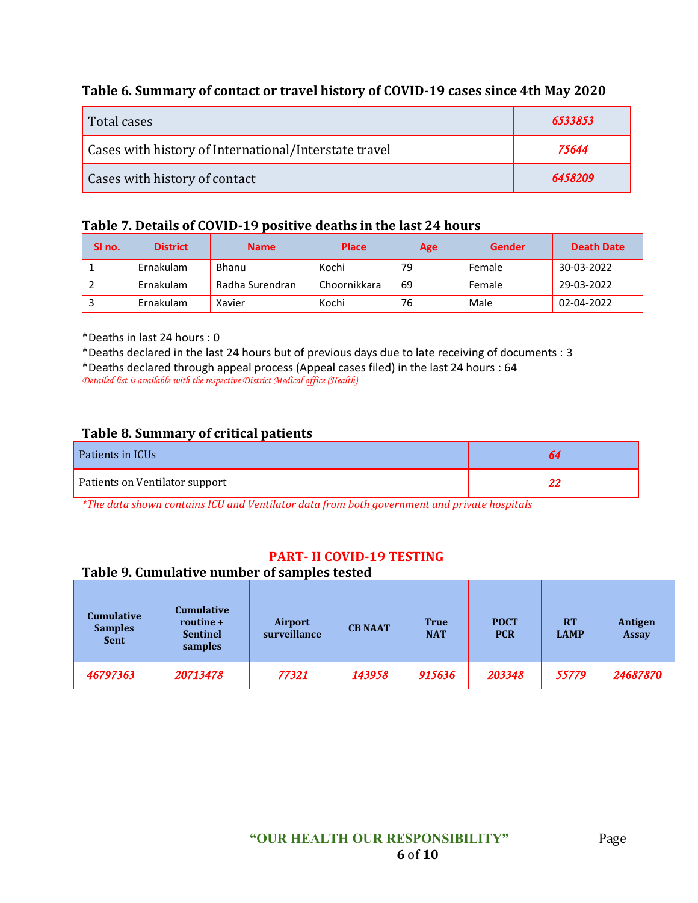### Table 6. Summary of contact or travel history of COVID-19 cases since 4th May 2020

| Total cases | *6533853* |
|---|---|
| Cases with history of International/Interstate travel | *75644* |
| Cases with history of contact | *6458209* |

### Table 7. Details of COVID-19 positive deaths in the last 24 hours

| Sl no. | District | Name | Place | Age | Gender | Death Date |
|---|---|---|---|---|---|---|
| 1 | Ernakulam | Bhanu | Kochi | 79 | Female | 30-03-2022 |
| 2 | Ernakulam | Radha Surendran | Choornikkara | 69 | Female | 29-03-2022 |
| 3 | Ernakulam | Xavier | Kochi | 76 | Male | 02-04-2022 |

*Deaths in last 24 hours : 0

*Deaths declared in the last 24 hours but of previous days due to late receiving of documents : 3

*Deaths declared through appeal process (Appeal cases filed) in the last 24 hours : 64

*Detailed list is available with the respective District Medical office (Health)*

### Table 8. Summary of critical patients

| Patients in ICUs | *64* |
|---|---|
| Patients on Ventilator support | *22* |

*\*The data shown contains ICU and Ventilator data from both government and private hospitals*

## PART- II COVID-19 TESTING

### Table 9. Cumulative number of samples tested

| Cumulative Samples Sent | Cumulative routine + Sentinel samples | Airport surveillance | CB NAAT | True NAT | POCT PCR | RT LAMP | Antigen Assay |
|---|---|---|---|---|---|---|---|
| *46797363* | *20713478* | *77321* | *143958* | *915636* | *203348* | *55779* | *24687870* |

**"OUR HEALTH OUR RESPONSIBILITY"**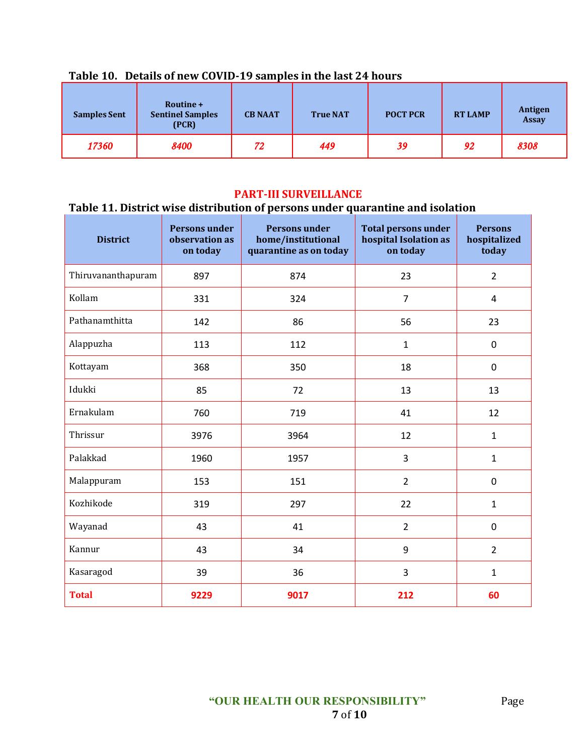### Table 10. Details of new COVID-19 samples in the last 24 hours

| Samples Sent | Routine + Sentinel Samples (PCR) | CB NAAT | True NAT | POCT PCR | RT LAMP | Antigen Assay |
|---|---|---|---|---|---|---|
| *17360* | *8400* | *72* | *449* | *39* | *92* | *8308* |

## PART-III SURVEILLANCE

### Table 11. District wise distribution of persons under quarantine and isolation

| District | Persons under observation as on today | Persons under home/institutional quarantine as on today | Total persons under hospital Isolation as on today | Persons hospitalized today |
|---|---|---|---|---|
| Thiruvananthapuram | 897 | 874 | 23 | 2 |
| Kollam | 331 | 324 | 7 | 4 |
| Pathanamthitta | 142 | 86 | 56 | 23 |
| Alappuzha | 113 | 112 | 1 | 0 |
| Kottayam | 368 | 350 | 18 | 0 |
| Idukki | 85 | 72 | 13 | 13 |
| Ernakulam | 760 | 719 | 41 | 12 |
| Thrissur | 3976 | 3964 | 12 | 1 |
| Palakkad | 1960 | 1957 | 3 | 1 |
| Malappuram | 153 | 151 | 2 | 0 |
| Kozhikode | 319 | 297 | 22 | 1 |
| Wayanad | 43 | 41 | 2 | 0 |
| Kannur | 43 | 34 | 9 | 2 |
| Kasaragod | 39 | 36 | 3 | 1 |
| **Total** | **9229** | **9017** | **212** | **60** |

"OUR HEALTH OUR RESPONSIBILITY"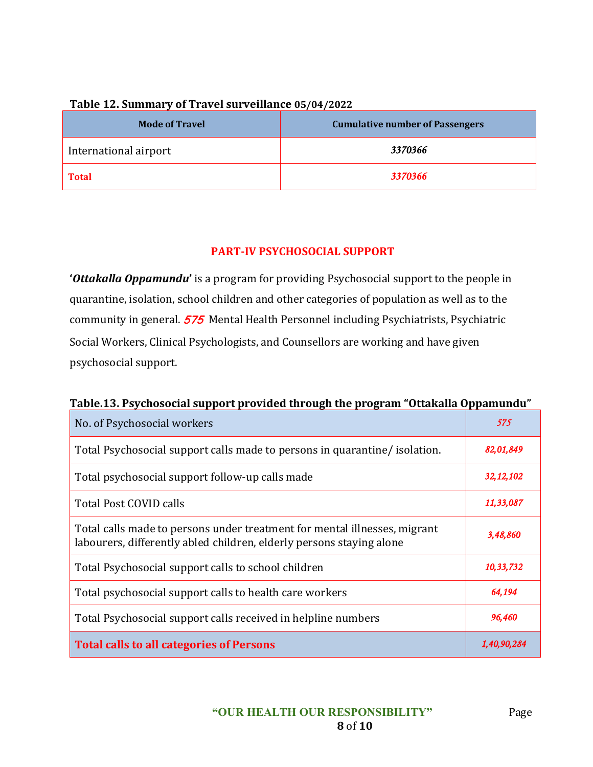**Table 12. Summary of Travel surveillance 05/04/2022**

| Mode of Travel | Cumulative number of Passengers |
|---|---|
| International airport | *3370366* |
| **Total** | *3370366* |

## PART-IV PSYCHOSOCIAL SUPPORT

'***Ottakalla Oppamundu***' is a program for providing Psychosocial support to the people in quarantine, isolation, school children and other categories of population as well as to the community in general. *575* Mental Health Personnel including Psychiatrists, Psychiatric Social Workers, Clinical Psychologists, and Counsellors are working and have given psychosocial support.

**Table.13. Psychosocial support provided through the program "Ottakalla Oppamundu"**

| No. of Psychosocial workers | *575* |
|---|---|
| Total Psychosocial support calls made to persons in quarantine/ isolation. | *82,01,849* |
| Total psychosocial support follow-up calls made | *32,12,102* |
| Total Post COVID calls | *11,33,087* |
| Total calls made to persons under treatment for mental illnesses, migrant labourers, differently abled children, elderly persons staying alone | *3,48,860* |
| Total Psychosocial support calls to school children | *10,33,732* |
| Total psychosocial support calls to health care workers | *64,194* |
| Total Psychosocial support calls received in helpline numbers | *96,460* |
| **Total calls to all categories of Persons** | *1,40,90,284* |

"OUR HEALTH OUR RESPONSIBILITY"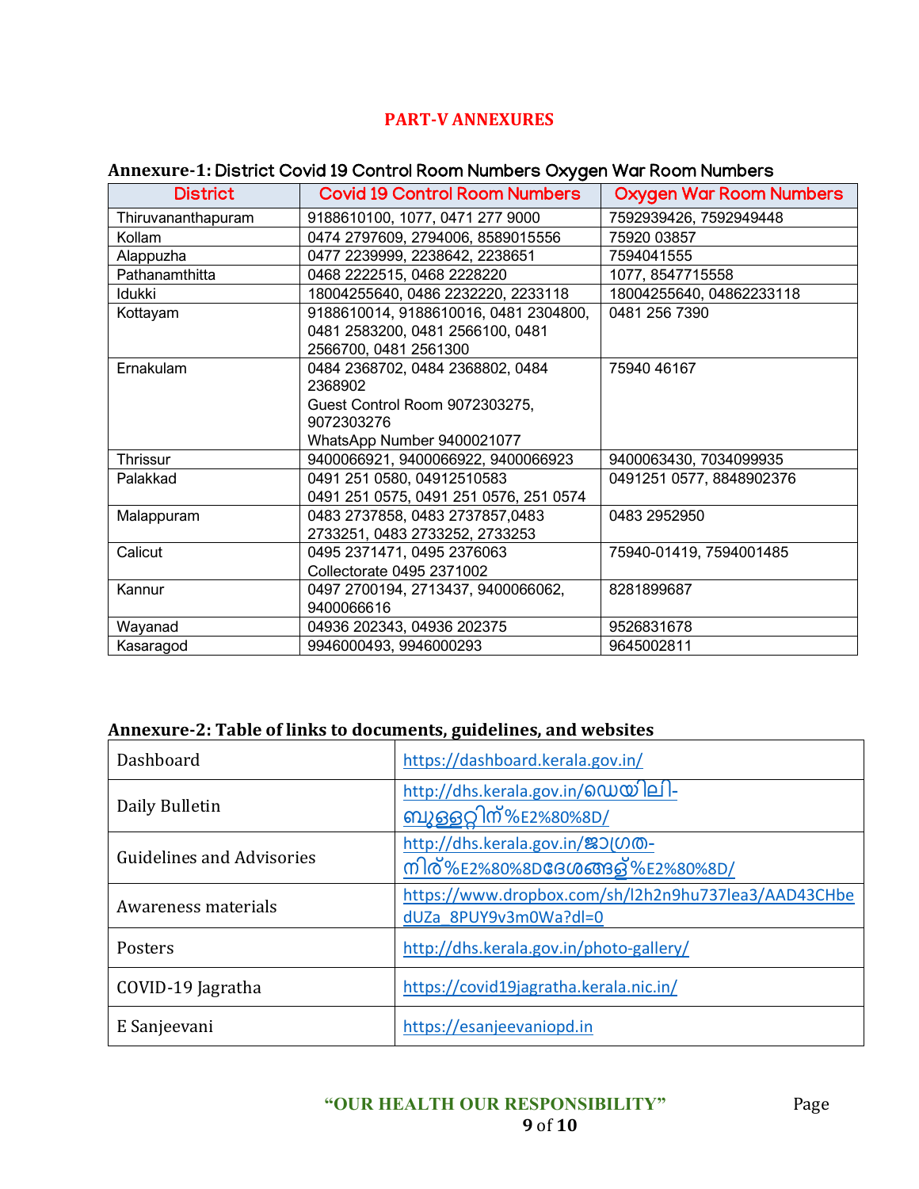# PART-V ANNEXURES

## Annexure-1: District Covid 19 Control Room Numbers Oxygen War Room Numbers

| District | Covid 19 Control Room Numbers | Oxygen War Room Numbers |
|---|---|---|
| Thiruvananthapuram | 9188610100, 1077, 0471 277 9000 | 7592939426, 7592949448 |
| Kollam | 0474 2797609, 2794006, 8589015556 | 75920 03857 |
| Alappuzha | 0477 2239999, 2238642, 2238651 | 7594041555 |
| Pathanamthitta | 0468 2222515, 0468 2228220 | 1077, 8547715558 |
| Idukki | 18004255640, 0486 2232220, 2233118 | 18004255640, 04862233118 |
| Kottayam | 9188610014, 9188610016, 0481 2304800, 0481 2583200, 0481 2566100, 0481 2566700, 0481 2561300 | 0481 256 7390 |
| Ernakulam | 0484 2368702, 0484 2368802, 0484 2368902<br>Guest Control Room 9072303275, 9072303276<br>WhatsApp Number 9400021077 | 75940 46167 |
| Thrissur | 9400066921, 9400066922, 9400066923 | 9400063430, 7034099935 |
| Palakkad | 0491 251 0580, 04912510583<br>0491 251 0575, 0491 251 0576, 251 0574 | 0491251 0577, 8848902376 |
| Malappuram | 0483 2737858, 0483 2737857,0483 2733251, 0483 2733252, 2733253 | 0483 2952950 |
| Calicut | 0495 2371471, 0495 2376063<br>Collectorate 0495 2371002 | 75940-01419, 7594001485 |
| Kannur | 0497 2700194, 2713437, 9400066062, 9400066616 | 8281899687 |
| Wayanad | 04936 202343, 04936 202375 | 9526831678 |
| Kasaragod | 9946000493, 9946000293 | 9645002811 |

## Annexure-2: Table of links to documents, guidelines, and websites

| | |
|---|---|
| Dashboard | https://dashboard.kerala.gov.in/ |
| Daily Bulletin | http://dhs.kerala.gov.in/ഡെയിലി-ബുള്ളറ്റിന്%E2%80%8D/ |
| Guidelines and Advisories | http://dhs.kerala.gov.in/ജാഗ്രത-നിര്%E2%80%8Dദേശങ്ങള്%E2%80%8D/ |
| Awareness materials | https://www.dropbox.com/sh/l2h2n9hu737lea3/AAD43CHbedUZa_8PUY9v3m0Wa?dl=0 |
| Posters | http://dhs.kerala.gov.in/photo-gallery/ |
| COVID-19 Jagratha | https://covid19jagratha.kerala.nic.in/ |
| E Sanjeevani | https://esanjeevaniopd.in |

"OUR HEALTH OUR RESPONSIBILITY"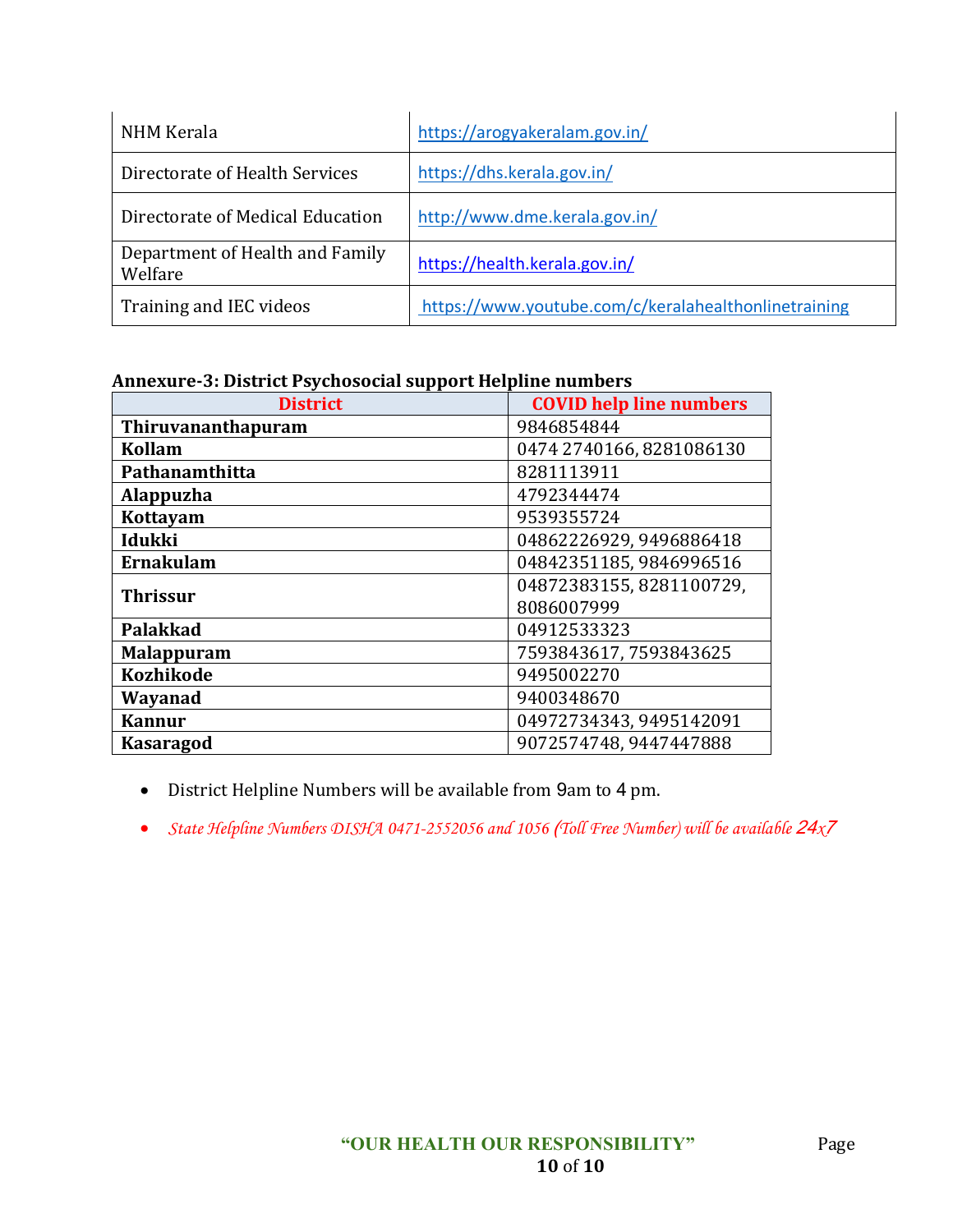| | |
|---|---|
| NHM Kerala | https://arogyakeralam.gov.in/ |
| Directorate of Health Services | https://dhs.kerala.gov.in/ |
| Directorate of Medical Education | http://www.dme.kerala.gov.in/ |
| Department of Health and Family Welfare | https://health.kerala.gov.in/ |
| Training and IEC videos | https://www.youtube.com/c/keralahealthonlinetraining |

**Annexure-3: District Psychosocial support Helpline numbers**

| District | COVID help line numbers |
|---|---|
| **Thiruvananthapuram** | 9846854844 |
| **Kollam** | 0474 2740166, 8281086130 |
| **Pathanamthitta** | 8281113911 |
| **Alappuzha** | 4792344474 |
| **Kottayam** | 9539355724 |
| **Idukki** | 04862226929, 9496886418 |
| **Ernakulam** | 04842351185, 9846996516 |
| **Thrissur** | 04872383155, 8281100729, 8086007999 |
| **Palakkad** | 04912533323 |
| **Malappuram** | 7593843617, 7593843625 |
| **Kozhikode** | 9495002270 |
| **Wayanad** | 9400348670 |
| **Kannur** | 04972734343, 9495142091 |
| **Kasaragod** | 9072574748, 9447447888 |

- District Helpline Numbers will be available from 9am to 4 pm.
- *State Helpline Numbers DISHA 0471-2552056 and 1056 (Toll Free Number) will be available 24x7*

"OUR HEALTH OUR RESPONSIBILITY"